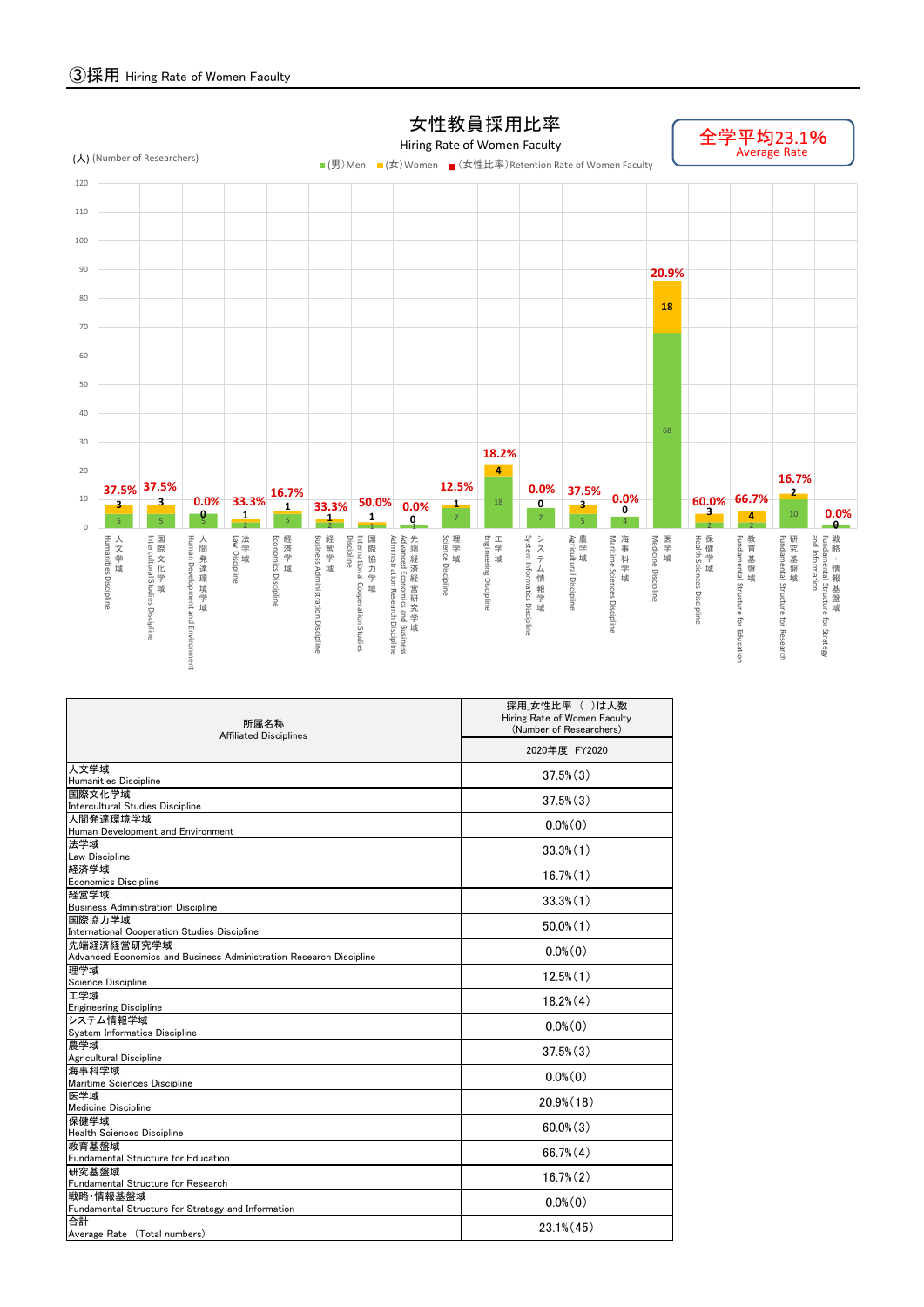## ③採用 Hiring Rate of Women Faculty

### 女性教員採用比率
Hiring Rate of Women Faculty

全学平均23.1%
Average Rate

(人) (Number of Researchers)

■(男)Men ■(女)Women ■(女性比率)Retention Rate of Women Faculty

| 所属名称 Affiliated Disciplines | (男)Men | (女)Women | (女性比率) |
|---|---|---|---|
| 人文学域 Humanities Discipline | 5 | 3 | 37.5% |
| 国際文化学域 Intercultural Studies Discipline | 5 | 3 | 37.5% |
| 人間発達環境学域 Human Development and Environment | 5 | 0 | 0.0% |
| 法学域 Law Discipline | 2 | 1 | 33.3% |
| 経済学域 Economics Discipline | 5 | 1 | 16.7% |
| 経営学域 Business Administration Discipline | 2 | 1 | 33.3% |
| 国際協力学域 International Cooperation Studies Discipline | 1 | 1 | 50.0% |
| 先端経済経営研究学域 Advanced Economics and Business Administration Research Discipline | 1 | 0 | 0.0% |
| 理学域 Science Discipline | 7 | 1 | 12.5% |
| 工学域 Engineering Discipline | 18 | 4 | 18.2% |
| システム情報学域 System Informatics Discipline | 7 | 0 | 0.0% |
| 農学域 Agricultural Discipline | 5 | 3 | 37.5% |
| 海事科学域 Maritime Sciences Discipline | 4 | 0 | 0.0% |
| 医学域 Medicine Discipline | 68 | 18 | 20.9% |
| 保健学域 Health Sciences Discipline | 2 | 3 | 60.0% |
| 教育基盤域 Fundamental Structure for Education | 2 | 4 | 66.7% |
| 研究基盤域 Fundamental Structure for Research | 10 | 2 | 16.7% |
| 戦略・情報基盤域 Fundamental Structure for Strategy and Information | | 0 | 0.0% |

| 所属名称<br>Affiliated Disciplines | 採用 女性比率 ( )は人数<br>Hiring Rate of Women Faculty<br>(Number of Researchers)<br>2020年度 FY2020 |
|---|---|
| 人文学域<br>Humanities Discipline | 37.5%(3) |
| 国際文化学域<br>Intercultural Studies Discipline | 37.5%(3) |
| 人間発達環境学域<br>Human Development and Environment | 0.0%(0) |
| 法学域<br>Law Discipline | 33.3%(1) |
| 経済学域<br>Economics Discipline | 16.7%(1) |
| 経営学域<br>Business Administration Discipline | 33.3%(1) |
| 国際協力学域<br>International Cooperation Studies Discipline | 50.0%(1) |
| 先端経済経営研究学域<br>Advanced Economics and Business Administration Research Discipline | 0.0%(0) |
| 理学域<br>Science Discipline | 12.5%(1) |
| 工学域<br>Engineering Discipline | 18.2%(4) |
| システム情報学域<br>System Informatics Discipline | 0.0%(0) |
| 農学域<br>Agricultural Discipline | 37.5%(3) |
| 海事科学域<br>Maritime Sciences Discipline | 0.0%(0) |
| 医学域<br>Medicine Discipline | 20.9%(18) |
| 保健学域<br>Health Sciences Discipline | 60.0%(3) |
| 教育基盤域<br>Fundamental Structure for Education | 66.7%(4) |
| 研究基盤域<br>Fundamental Structure for Research | 16.7%(2) |
| 戦略・情報基盤域<br>Fundamental Structure for Strategy and Information | 0.0%(0) |
| 合計<br>Average Rate (Total numbers) | 23.1%(45) |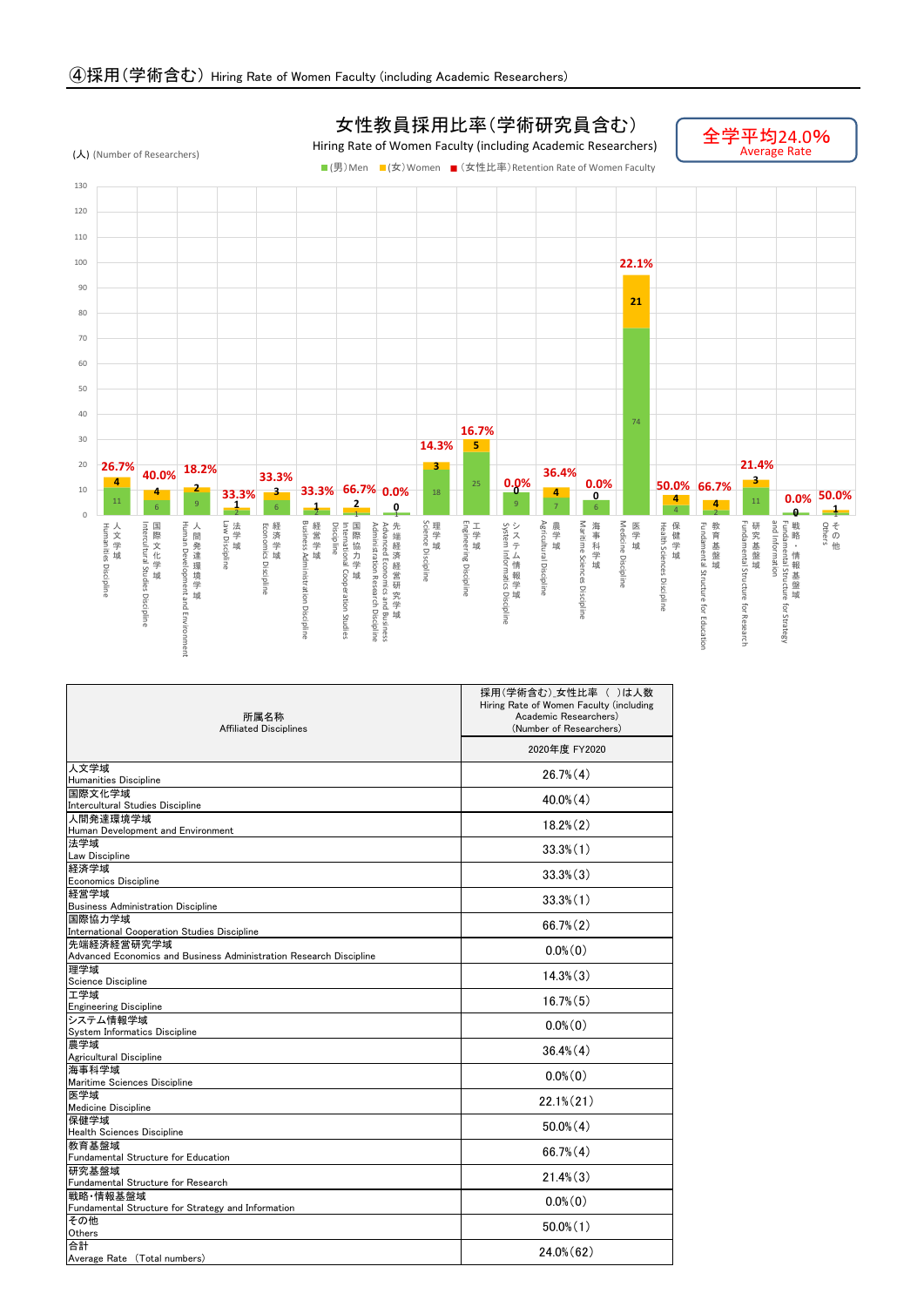## ④採用(学術含む) Hiring Rate of Women Faculty (including Academic Researchers)

### 女性教員採用比率(学術研究員含む)
Hiring Rate of Women Faculty (including Academic Researchers)

全学平均24.0%
Average Rate

(人) (Number of Researchers)

■(男)Men ■(女)Women ■(女性比率)Retention Rate of Women Faculty

| 所属名称 Affiliated Disciplines | (男)Men | (女)Women | (女性比率) |
|---|---|---|---|
| 人文学域 Humanities Discipline | 11 | 4 | 26.7% |
| 国際文化学域 Intercultural Studies Discipline | 6 | 4 | 40.0% |
| 人間発達環境学域 Human Development and Environment | 9 | 2 | 18.2% |
| 法学域 Law Discipline | 2 | 1 | 33.3% |
| 経済学域 Economics Discipline | 6 | 3 | 33.3% |
| 経営学域 Business Administration Discipline | 2 | 1 | 33.3% |
| 国際協力学域 International Cooperation Studies Discipline | 1 | 2 | 66.7% |
| 先端経済経営研究学域 Advanced Economics and Business Administration Research Discipline | 1 | 0 | 0.0% |
| 理学域 Science Discipline | 18 | 3 | 14.3% |
| 工学域 Engineering Discipline | 25 | 5 | 16.7% |
| システム情報学域 System Informatics Discipline | 9 | 0 | 0.0% |
| 農学域 Agricultural Discipline | 7 | 4 | 36.4% |
| 海事科学域 Maritime Sciences Discipline | 6 | 0 | 0.0% |
| 医学域 Medicine Discipline | 74 | 21 | 22.1% |
| 保健学域 Health Sciences Discipline | 4 | 4 | 50.0% |
| 教育基盤域 Fundamental Structure for Education | 2 | 4 | 66.7% |
| 研究基盤域 Fundamental Structure for Research | 11 | 3 | 21.4% |
| 戦略・情報基盤域 Fundamental Structure for Strategy and Information | | 0 | 0.0% |
| その他 Others | 1 | 1 | 50.0% |

| 所属名称<br>Affiliated Disciplines | 採用(学術含む)_女性比率 ( )は人数<br>Hiring Rate of Women Faculty (including Academic Researchers)<br>(Number of Researchers) |
|---|---|
| | 2020年度 FY2020 |
| 人文学域<br>Humanities Discipline | 26.7%(4) |
| 国際文化学域<br>Intercultural Studies Discipline | 40.0%(4) |
| 人間発達環境学域<br>Human Development and Environment | 18.2%(2) |
| 法学域<br>Law Discipline | 33.3%(1) |
| 経済学域<br>Economics Discipline | 33.3%(3) |
| 経営学域<br>Business Administration Discipline | 33.3%(1) |
| 国際協力学域<br>International Cooperation Studies Discipline | 66.7%(2) |
| 先端経済経営研究学域<br>Advanced Economics and Business Administration Research Discipline | 0.0%(0) |
| 理学域<br>Science Discipline | 14.3%(3) |
| 工学域<br>Engineering Discipline | 16.7%(5) |
| システム情報学域<br>System Informatics Discipline | 0.0%(0) |
| 農学域<br>Agricultural Discipline | 36.4%(4) |
| 海事科学域<br>Maritime Sciences Discipline | 0.0%(0) |
| 医学域<br>Medicine Discipline | 22.1%(21) |
| 保健学域<br>Health Sciences Discipline | 50.0%(4) |
| 教育基盤域<br>Fundamental Structure for Education | 66.7%(4) |
| 研究基盤域<br>Fundamental Structure for Research | 21.4%(3) |
| 戦略・情報基盤域<br>Fundamental Structure for Strategy and Information | 0.0%(0) |
| その他<br>Others | 50.0%(1) |
| 合計<br>Average Rate (Total numbers) | 24.0%(62) |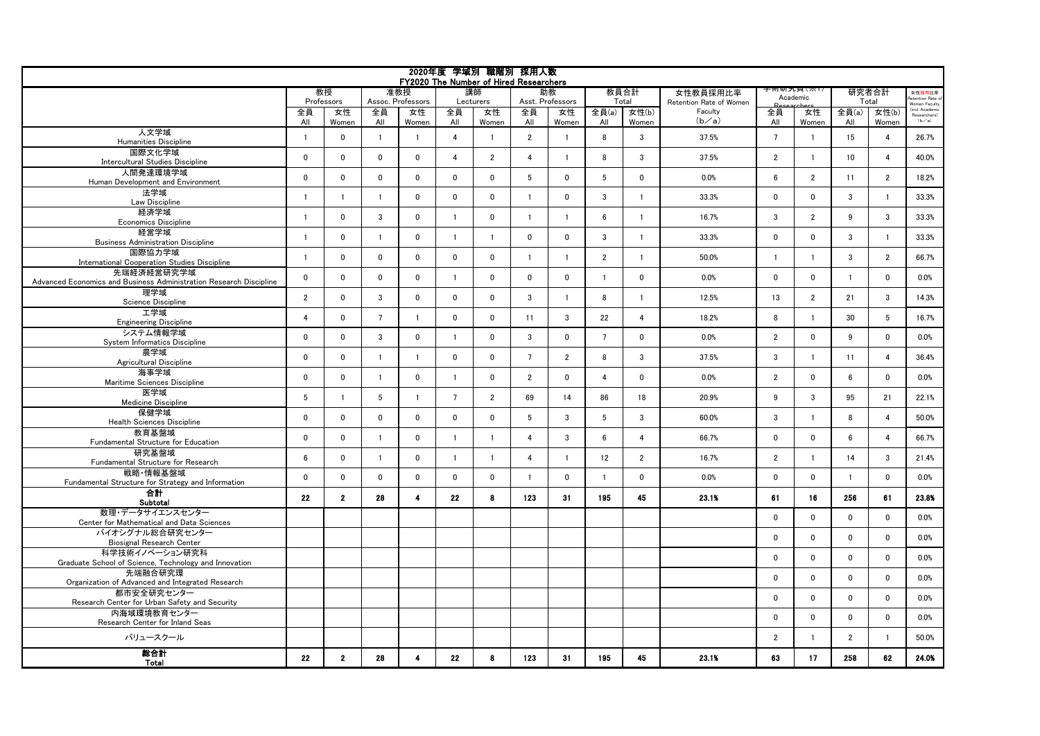# 2020年度 学域別 職階別 採用人数

## FY2020 The Number of Hired Researchers

| | 教授 Professors | | 准教授 Assoc. Professors | | 講師 Lecturers | | 助教 Asst. Professors | | 教員合計 Total | | 女性教員採用比率 Retention Rate of Women Faculty | 学術研究員(※1) Academic Researchers | | 研究者合計 Total | | 女性採用比率 Retention Rate of Women Faculty (incl. Academic Researchers) |
|---|---|---|---|---|---|---|---|---|---|---|---|---|---|---|---|---|
| | 全員 All | 女性 Women | 全員 All | 女性 Women | 全員 All | 女性 Women | 全員 All | 女性 Women | 全員(a) All | 女性(b) Women | (b／a) | 全員 All | 女性 Women | 全員(a) All | 女性(b) Women | (b／a) |
| 人文学域 Humanities Discipline | 1 | 0 | 1 | 1 | 4 | 1 | 2 | 1 | 8 | 3 | 37.5% | 7 | 1 | 15 | 4 | 26.7% |
| 国際文化学域 Intercultural Studies Discipline | 0 | 0 | 0 | 0 | 4 | 2 | 4 | 1 | 8 | 3 | 37.5% | 2 | 1 | 10 | 4 | 40.0% |
| 人間発達環境学域 Human Development and Environment | 0 | 0 | 0 | 0 | 0 | 0 | 5 | 0 | 5 | 0 | 0.0% | 6 | 2 | 11 | 2 | 18.2% |
| 法学域 Law Discipline | 1 | 1 | 1 | 0 | 0 | 0 | 1 | 0 | 3 | 1 | 33.3% | 0 | 0 | 3 | 1 | 33.3% |
| 経済学域 Economics Discipline | 1 | 0 | 3 | 0 | 1 | 0 | 1 | 1 | 6 | 1 | 16.7% | 3 | 2 | 9 | 3 | 33.3% |
| 経営学域 Business Administration Discipline | 1 | 0 | 1 | 0 | 1 | 1 | 0 | 0 | 3 | 1 | 33.3% | 0 | 0 | 3 | 1 | 33.3% |
| 国際協力学域 International Cooperation Studies Discipline | 1 | 0 | 0 | 0 | 0 | 0 | 1 | 1 | 2 | 1 | 50.0% | 1 | 1 | 3 | 2 | 66.7% |
| 先端経済経営研究学域 Advanced Economics and Business Administration Research Discipline | 0 | 0 | 0 | 0 | 1 | 0 | 0 | 0 | 1 | 0 | 0.0% | 0 | 0 | 1 | 0 | 0.0% |
| 理学域 Science Discipline | 2 | 0 | 3 | 0 | 0 | 0 | 3 | 1 | 8 | 1 | 12.5% | 13 | 2 | 21 | 3 | 14.3% |
| 工学域 Engineering Discipline | 4 | 0 | 7 | 1 | 0 | 0 | 11 | 3 | 22 | 4 | 18.2% | 8 | 1 | 30 | 5 | 16.7% |
| システム情報学域 System Informatics Discipline | 0 | 0 | 3 | 0 | 1 | 0 | 3 | 0 | 7 | 0 | 0.0% | 2 | 0 | 9 | 0 | 0.0% |
| 農学域 Agricultural Discipline | 0 | 0 | 1 | 1 | 0 | 0 | 7 | 2 | 8 | 3 | 37.5% | 3 | 1 | 11 | 4 | 36.4% |
| 海事学域 Maritime Sciences Discipline | 0 | 0 | 1 | 0 | 1 | 0 | 2 | 0 | 4 | 0 | 0.0% | 2 | 0 | 6 | 0 | 0.0% |
| 医学域 Medicine Discipline | 5 | 1 | 5 | 1 | 7 | 2 | 69 | 14 | 86 | 18 | 20.9% | 9 | 3 | 95 | 21 | 22.1% |
| 保健学域 Health Sciences Discipline | 0 | 0 | 0 | 0 | 0 | 0 | 5 | 3 | 5 | 3 | 60.0% | 3 | 1 | 8 | 4 | 50.0% |
| 教育基盤域 Fundamental Structure for Education | 0 | 0 | 1 | 0 | 1 | 1 | 4 | 3 | 6 | 4 | 66.7% | 0 | 0 | 6 | 4 | 66.7% |
| 研究基盤域 Fundamental Structure for Research | 6 | 0 | 1 | 0 | 1 | 1 | 4 | 1 | 12 | 2 | 16.7% | 2 | 1 | 14 | 3 | 21.4% |
| 戦略･情報基盤域 Fundamental Structure for Strategy and Information | 0 | 0 | 0 | 0 | 0 | 0 | 1 | 0 | 1 | 0 | 0.0% | 0 | 0 | 1 | 0 | 0.0% |
| **合計 Subtotal** | **22** | **2** | **28** | **4** | **22** | **8** | **123** | **31** | **195** | **45** | **23.1%** | **61** | **16** | **256** | **61** | **23.8%** |
| 数理・データサイエンスセンター Center for Mathematical and Data Sciences | | | | | | | | | | | | 0 | 0 | 0 | 0 | 0.0% |
| バイオシグナル総合研究センター Biosignal Research Center | | | | | | | | | | | | 0 | 0 | 0 | 0 | 0.0% |
| 科学技術イノベーション研究科 Graduate School of Science, Technology and Innovation | | | | | | | | | | | | 0 | 0 | 0 | 0 | 0.0% |
| 先端融合研究環 Organization of Advanced and Integrated Research | | | | | | | | | | | | 0 | 0 | 0 | 0 | 0.0% |
| 都市安全研究センター Research Center for Urban Safety and Security | | | | | | | | | | | | 0 | 0 | 0 | 0 | 0.0% |
| 内海域環境教育センター Research Center for Inland Seas | | | | | | | | | | | | 0 | 0 | 0 | 0 | 0.0% |
| バリュースクール | | | | | | | | | | | | 2 | 1 | 2 | 1 | 50.0% |
| **総合計 Total** | **22** | **2** | **28** | **4** | **22** | **8** | **123** | **31** | **195** | **45** | **23.1%** | **63** | **17** | **258** | **62** | **24.0%** |